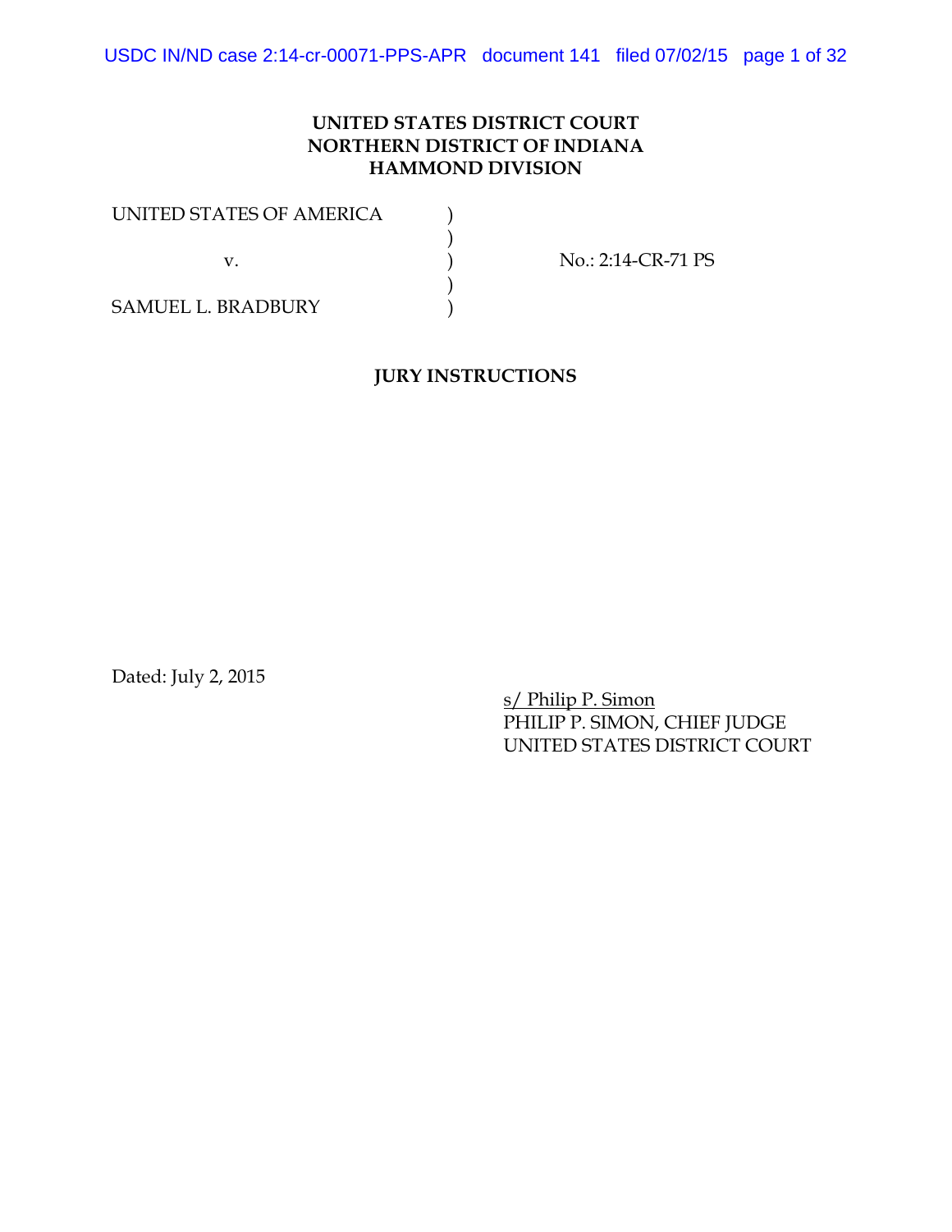**UNITED STATES DISTRICT COURT**
**NORTHERN DISTRICT OF INDIANA**
**HAMMOND DIVISION**

| | | |
|---|---|---|
| UNITED STATES OF AMERICA | ) | |
| | ) | |
| v. | ) | No.: 2:14-CR-71 PS |
| | ) | |
| SAMUEL L. BRADBURY | ) | |

**JURY INSTRUCTIONS**

Dated: July 2, 2015

s/ Philip P. Simon
PHILIP P. SIMON, CHIEF JUDGE
UNITED STATES DISTRICT COURT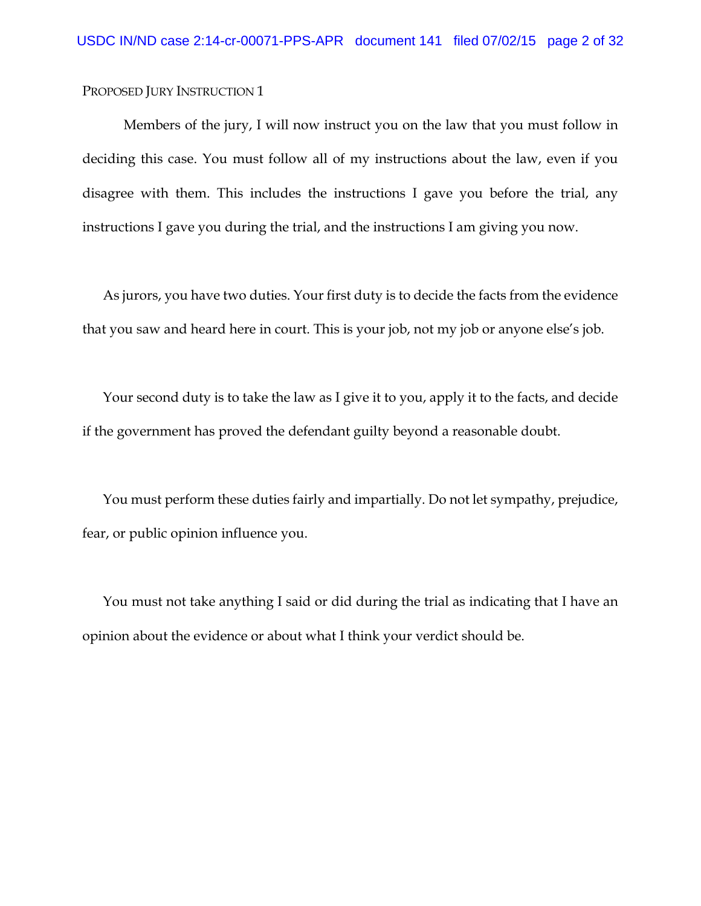PROPOSED JURY INSTRUCTION 1

Members of the jury, I will now instruct you on the law that you must follow in deciding this case. You must follow all of my instructions about the law, even if you disagree with them. This includes the instructions I gave you before the trial, any instructions I gave you during the trial, and the instructions I am giving you now.

As jurors, you have two duties. Your first duty is to decide the facts from the evidence that you saw and heard here in court. This is your job, not my job or anyone else's job.

Your second duty is to take the law as I give it to you, apply it to the facts, and decide if the government has proved the defendant guilty beyond a reasonable doubt.

You must perform these duties fairly and impartially. Do not let sympathy, prejudice, fear, or public opinion influence you.

You must not take anything I said or did during the trial as indicating that I have an opinion about the evidence or about what I think your verdict should be.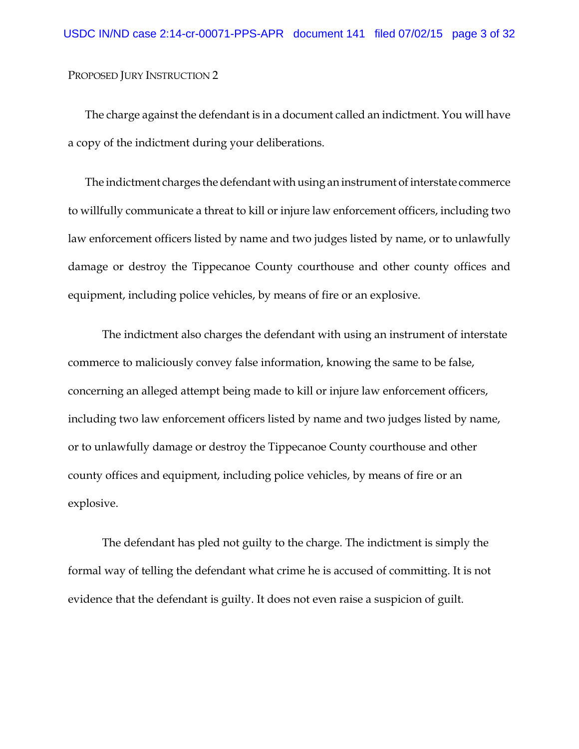Proposed Jury Instruction 2

The charge against the defendant is in a document called an indictment. You will have a copy of the indictment during your deliberations.

The indictment charges the defendant with using an instrument of interstate commerce to willfully communicate a threat to kill or injure law enforcement officers, including two law enforcement officers listed by name and two judges listed by name, or to unlawfully damage or destroy the Tippecanoe County courthouse and other county offices and equipment, including police vehicles, by means of fire or an explosive.

The indictment also charges the defendant with using an instrument of interstate commerce to maliciously convey false information, knowing the same to be false, concerning an alleged attempt being made to kill or injure law enforcement officers, including two law enforcement officers listed by name and two judges listed by name, or to unlawfully damage or destroy the Tippecanoe County courthouse and other county offices and equipment, including police vehicles, by means of fire or an explosive.

The defendant has pled not guilty to the charge. The indictment is simply the formal way of telling the defendant what crime he is accused of committing. It is not evidence that the defendant is guilty. It does not even raise a suspicion of guilt.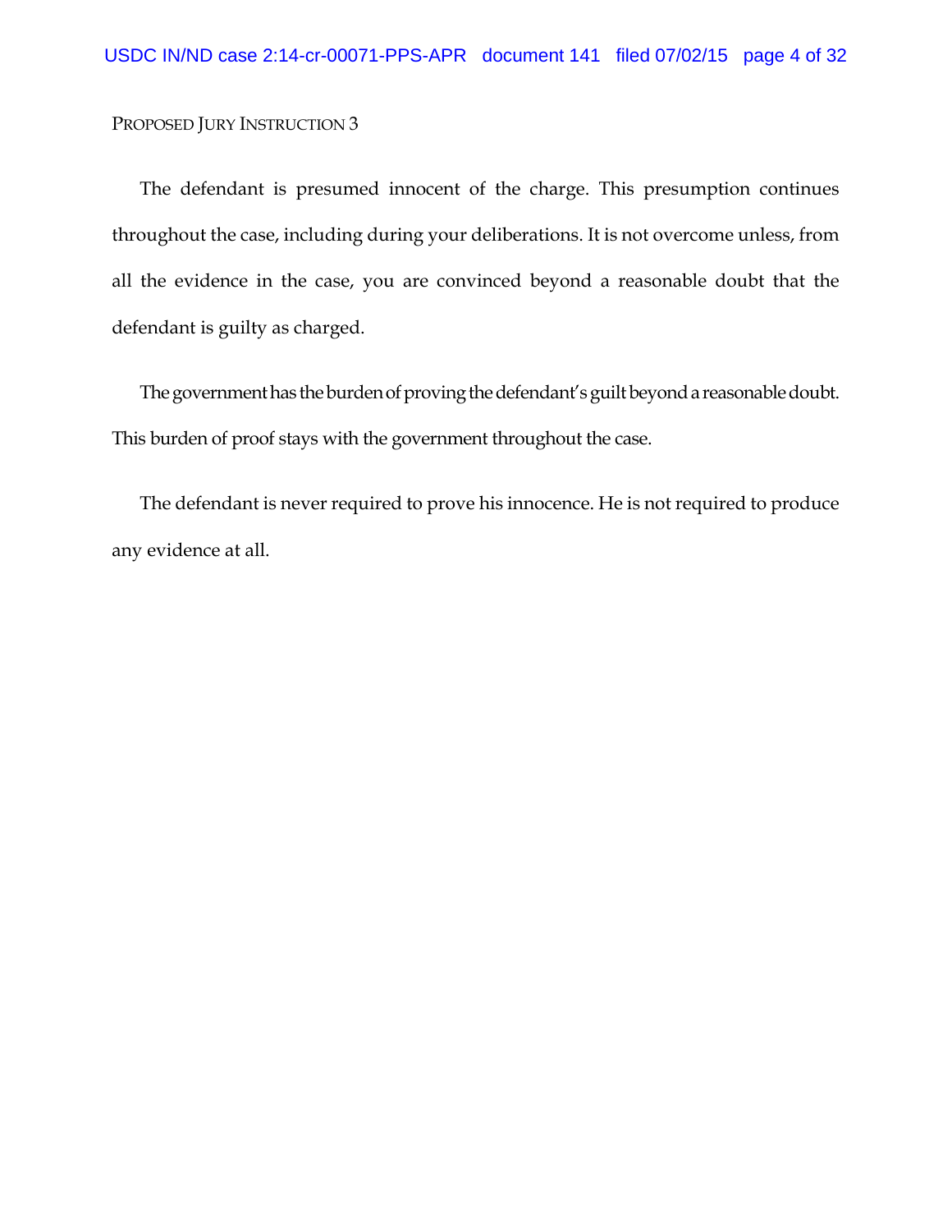Proposed Jury Instruction 3

The defendant is presumed innocent of the charge. This presumption continues throughout the case, including during your deliberations. It is not overcome unless, from all the evidence in the case, you are convinced beyond a reasonable doubt that the defendant is guilty as charged.

The government has the burden of proving the defendant's guilt beyond a reasonable doubt. This burden of proof stays with the government throughout the case.

The defendant is never required to prove his innocence. He is not required to produce any evidence at all.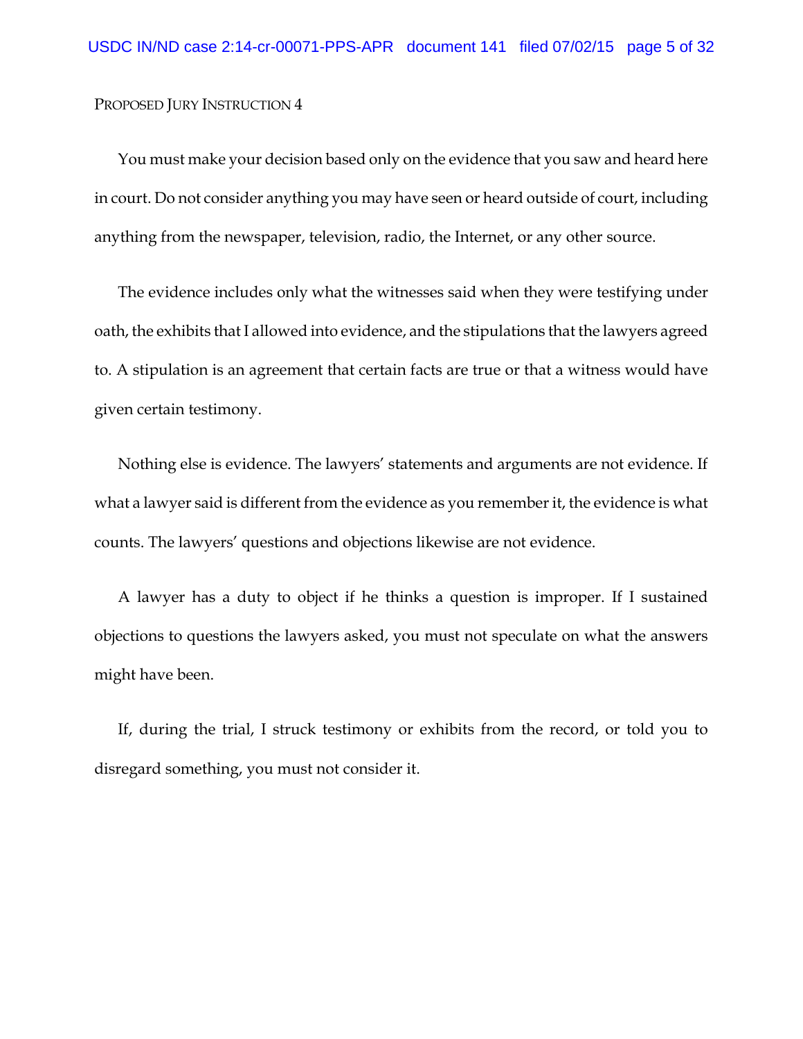PROPOSED JURY INSTRUCTION 4

You must make your decision based only on the evidence that you saw and heard here in court. Do not consider anything you may have seen or heard outside of court, including anything from the newspaper, television, radio, the Internet, or any other source.

The evidence includes only what the witnesses said when they were testifying under oath, the exhibits that I allowed into evidence, and the stipulations that the lawyers agreed to. A stipulation is an agreement that certain facts are true or that a witness would have given certain testimony.

Nothing else is evidence. The lawyers' statements and arguments are not evidence. If what a lawyer said is different from the evidence as you remember it, the evidence is what counts. The lawyers' questions and objections likewise are not evidence.

A lawyer has a duty to object if he thinks a question is improper. If I sustained objections to questions the lawyers asked, you must not speculate on what the answers might have been.

If, during the trial, I struck testimony or exhibits from the record, or told you to disregard something, you must not consider it.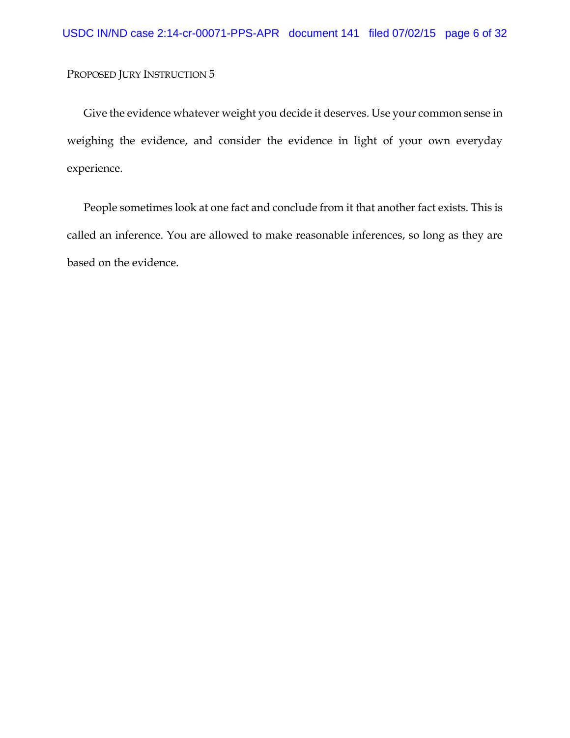PROPOSED JURY INSTRUCTION 5

Give the evidence whatever weight you decide it deserves. Use your common sense in weighing the evidence, and consider the evidence in light of your own everyday experience.

People sometimes look at one fact and conclude from it that another fact exists. This is called an inference. You are allowed to make reasonable inferences, so long as they are based on the evidence.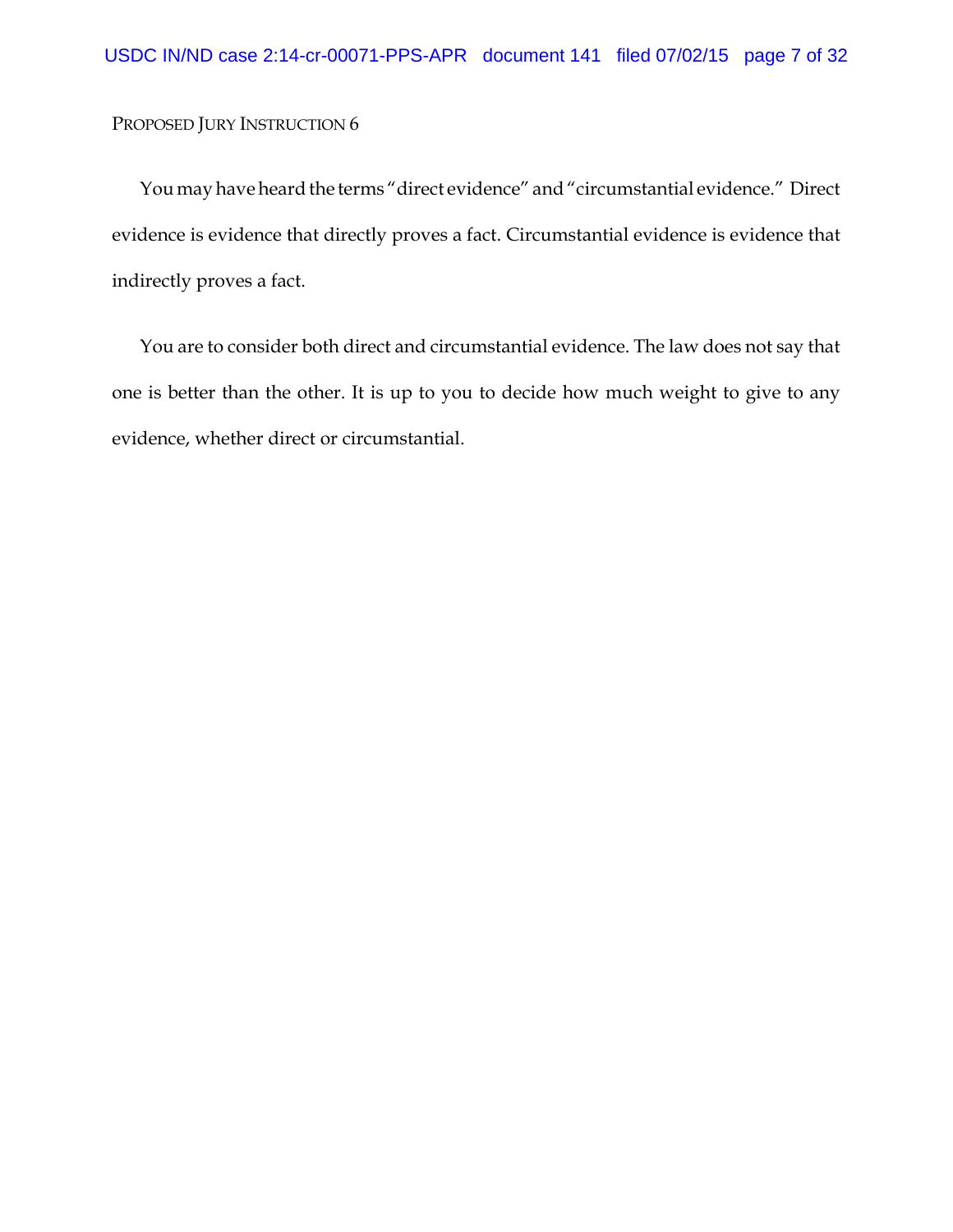PROPOSED JURY INSTRUCTION 6

You may have heard the terms "direct evidence" and "circumstantial evidence." Direct evidence is evidence that directly proves a fact. Circumstantial evidence is evidence that indirectly proves a fact.

You are to consider both direct and circumstantial evidence. The law does not say that one is better than the other. It is up to you to decide how much weight to give to any evidence, whether direct or circumstantial.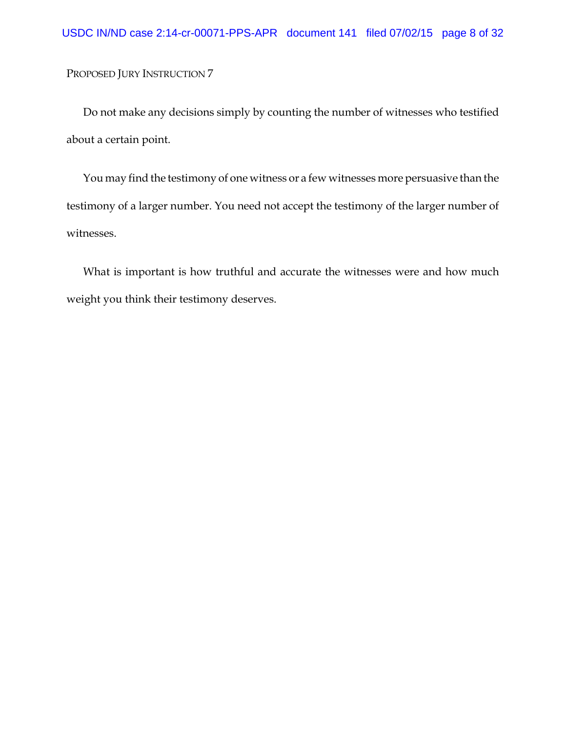Proposed Jury Instruction 7

Do not make any decisions simply by counting the number of witnesses who testified about a certain point.

You may find the testimony of one witness or a few witnesses more persuasive than the testimony of a larger number. You need not accept the testimony of the larger number of witnesses.

What is important is how truthful and accurate the witnesses were and how much weight you think their testimony deserves.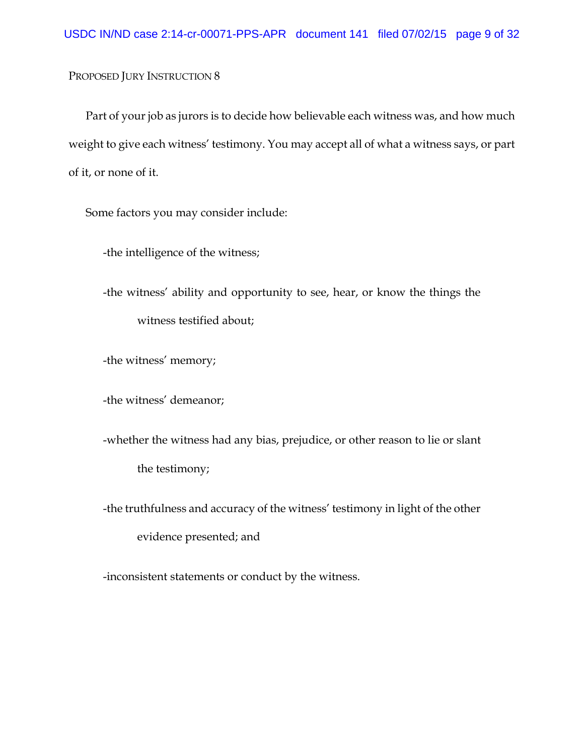PROPOSED JURY INSTRUCTION 8

Part of your job as jurors is to decide how believable each witness was, and how much weight to give each witness' testimony. You may accept all of what a witness says, or part of it, or none of it.

Some factors you may consider include:

-the intelligence of the witness;

-the witness' ability and opportunity to see, hear, or know the things the witness testified about;

-the witness' memory;

-the witness' demeanor;

-whether the witness had any bias, prejudice, or other reason to lie or slant the testimony;

-the truthfulness and accuracy of the witness' testimony in light of the other evidence presented; and

-inconsistent statements or conduct by the witness.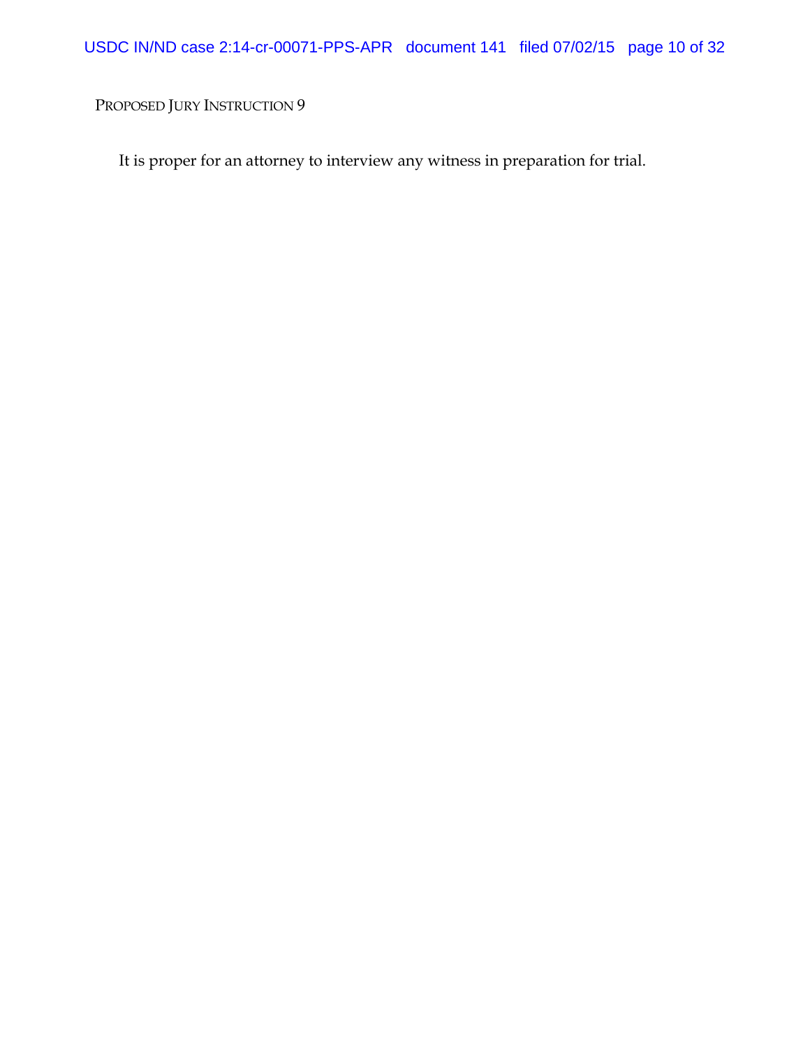PROPOSED JURY INSTRUCTION 9

It is proper for an attorney to interview any witness in preparation for trial.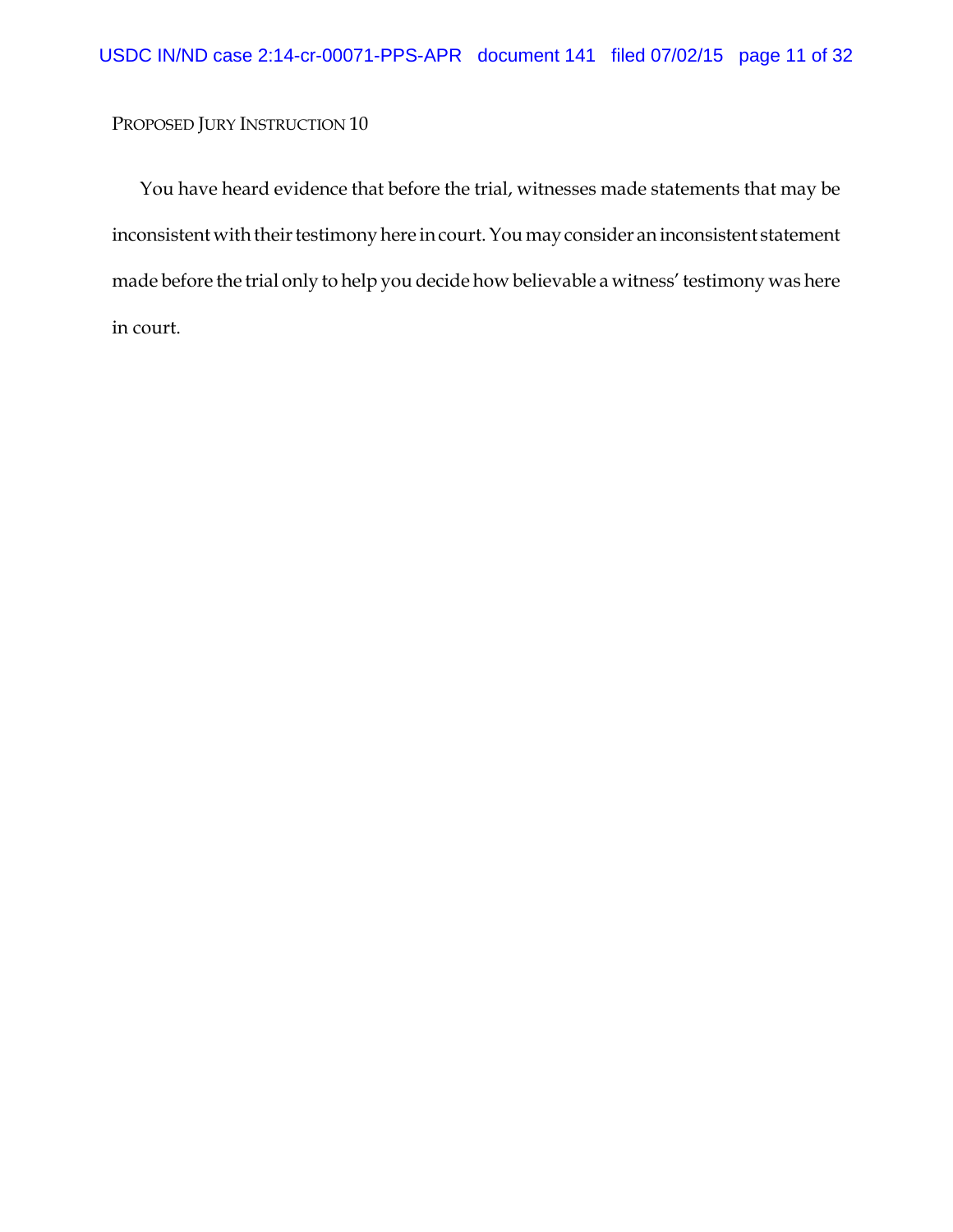PROPOSED JURY INSTRUCTION 10

You have heard evidence that before the trial, witnesses made statements that may be inconsistent with their testimony here in court. You may consider an inconsistent statement made before the trial only to help you decide how believable a witness' testimony was here in court.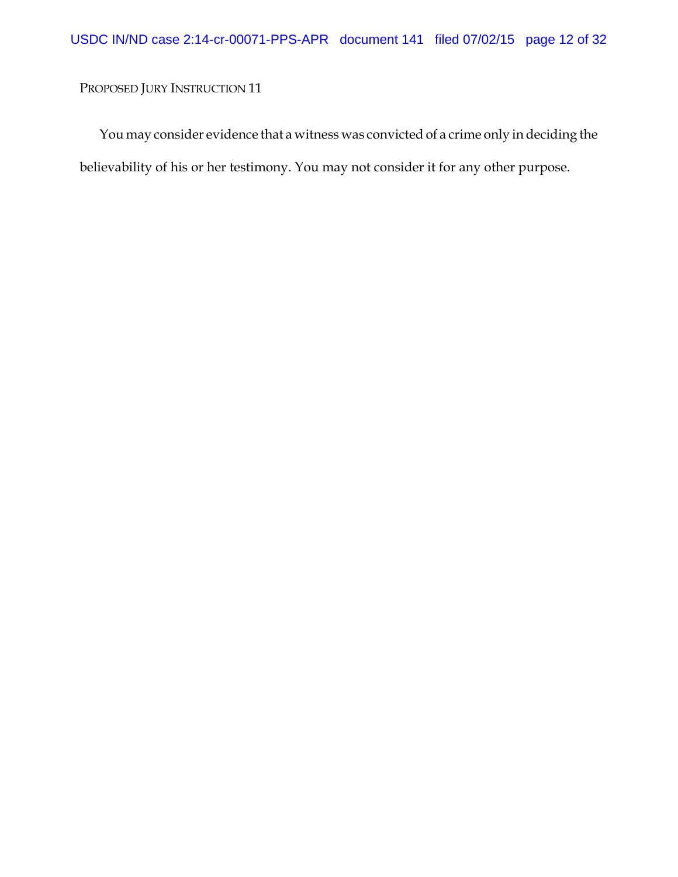PROPOSED JURY INSTRUCTION 11

You may consider evidence that a witness was convicted of a crime only in deciding the believability of his or her testimony. You may not consider it for any other purpose.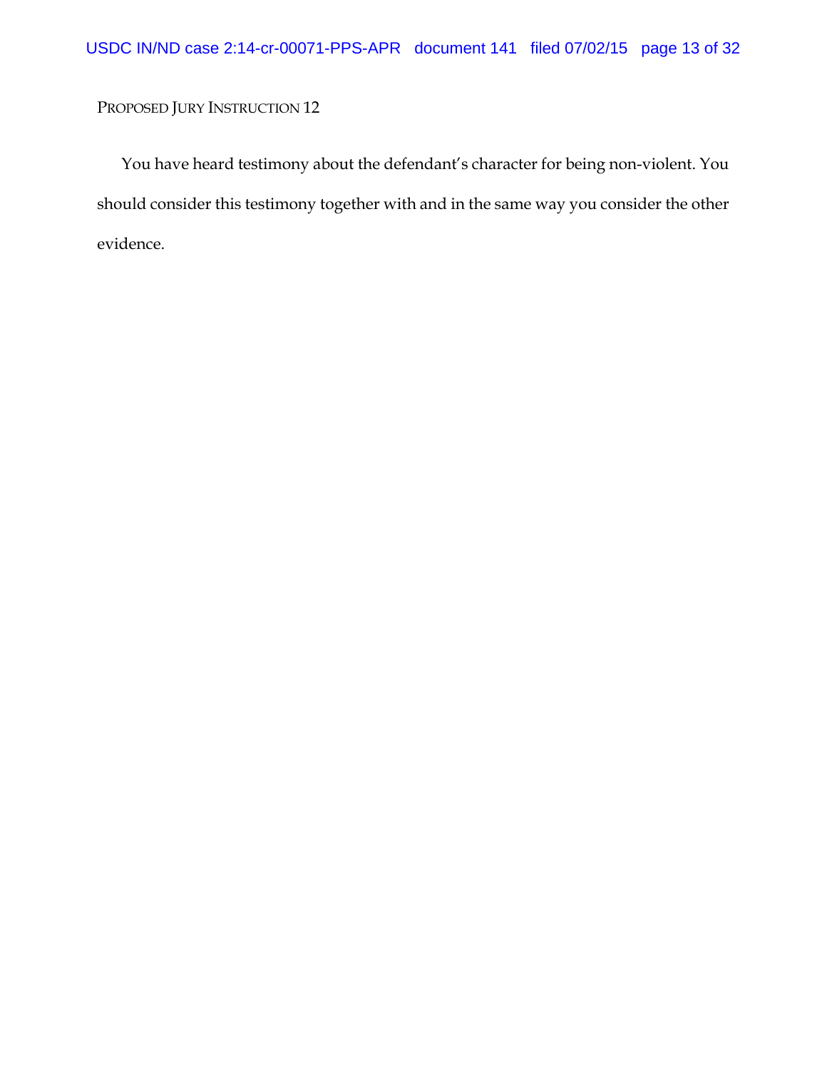PROPOSED JURY INSTRUCTION 12

You have heard testimony about the defendant's character for being non-violent. You should consider this testimony together with and in the same way you consider the other evidence.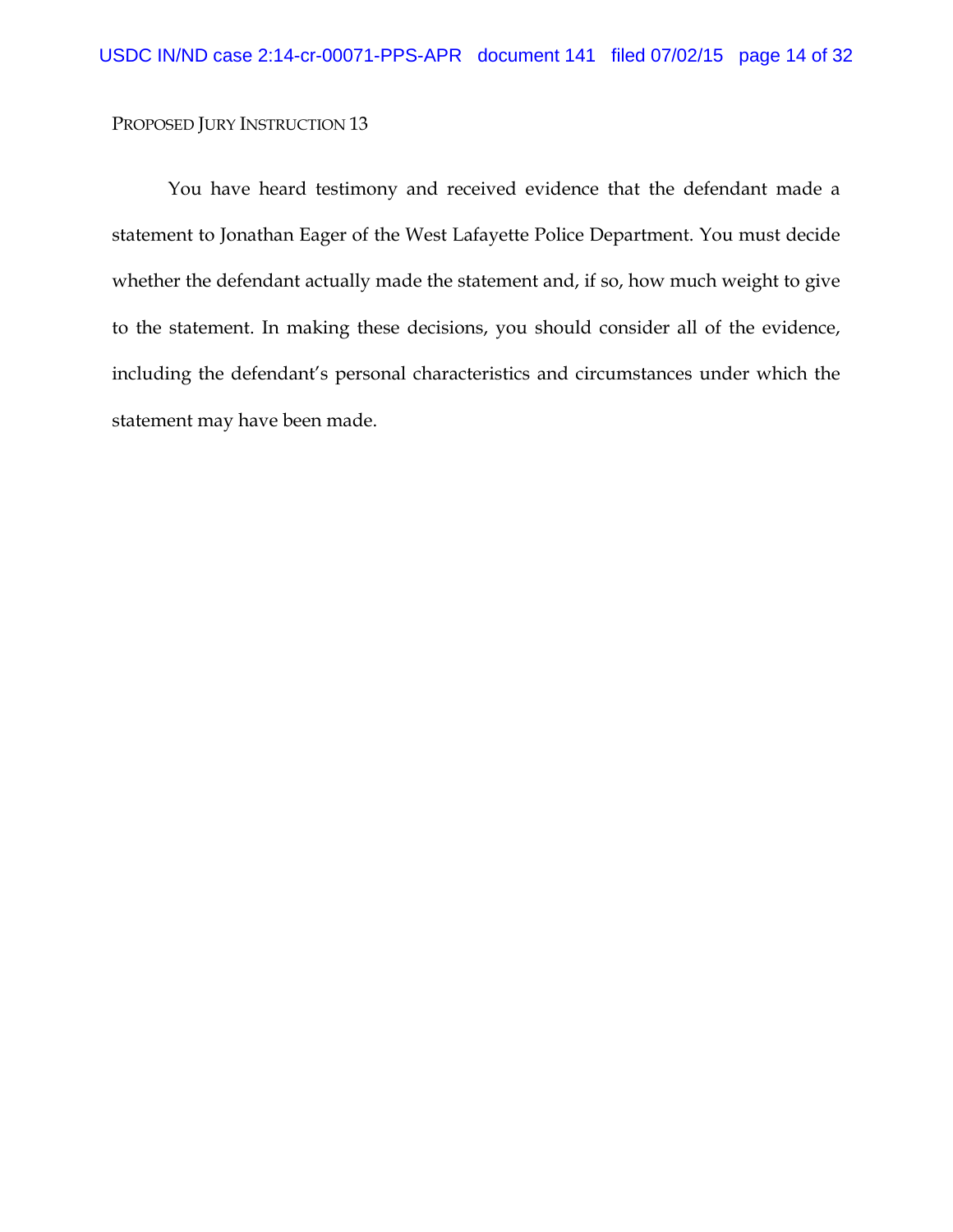PROPOSED JURY INSTRUCTION 13

You have heard testimony and received evidence that the defendant made a statement to Jonathan Eager of the West Lafayette Police Department. You must decide whether the defendant actually made the statement and, if so, how much weight to give to the statement. In making these decisions, you should consider all of the evidence, including the defendant's personal characteristics and circumstances under which the statement may have been made.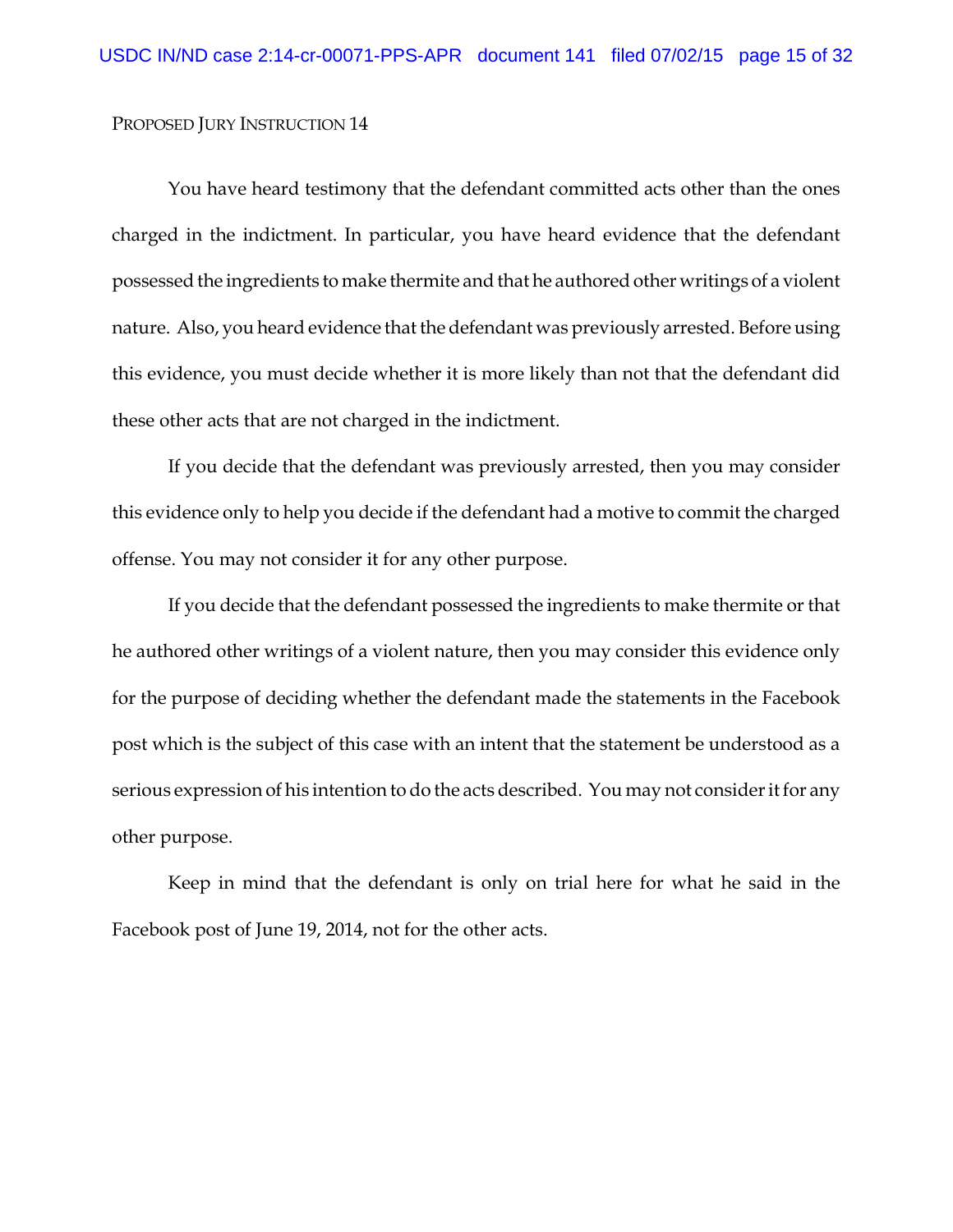PROPOSED JURY INSTRUCTION 14

You have heard testimony that the defendant committed acts other than the ones charged in the indictment. In particular, you have heard evidence that the defendant possessed the ingredients to make thermite and that he authored other writings of a violent nature. Also, you heard evidence that the defendant was previously arrested. Before using this evidence, you must decide whether it is more likely than not that the defendant did these other acts that are not charged in the indictment.

If you decide that the defendant was previously arrested, then you may consider this evidence only to help you decide if the defendant had a motive to commit the charged offense. You may not consider it for any other purpose.

If you decide that the defendant possessed the ingredients to make thermite or that he authored other writings of a violent nature, then you may consider this evidence only for the purpose of deciding whether the defendant made the statements in the Facebook post which is the subject of this case with an intent that the statement be understood as a serious expression of his intention to do the acts described. You may not consider it for any other purpose.

Keep in mind that the defendant is only on trial here for what he said in the Facebook post of June 19, 2014, not for the other acts.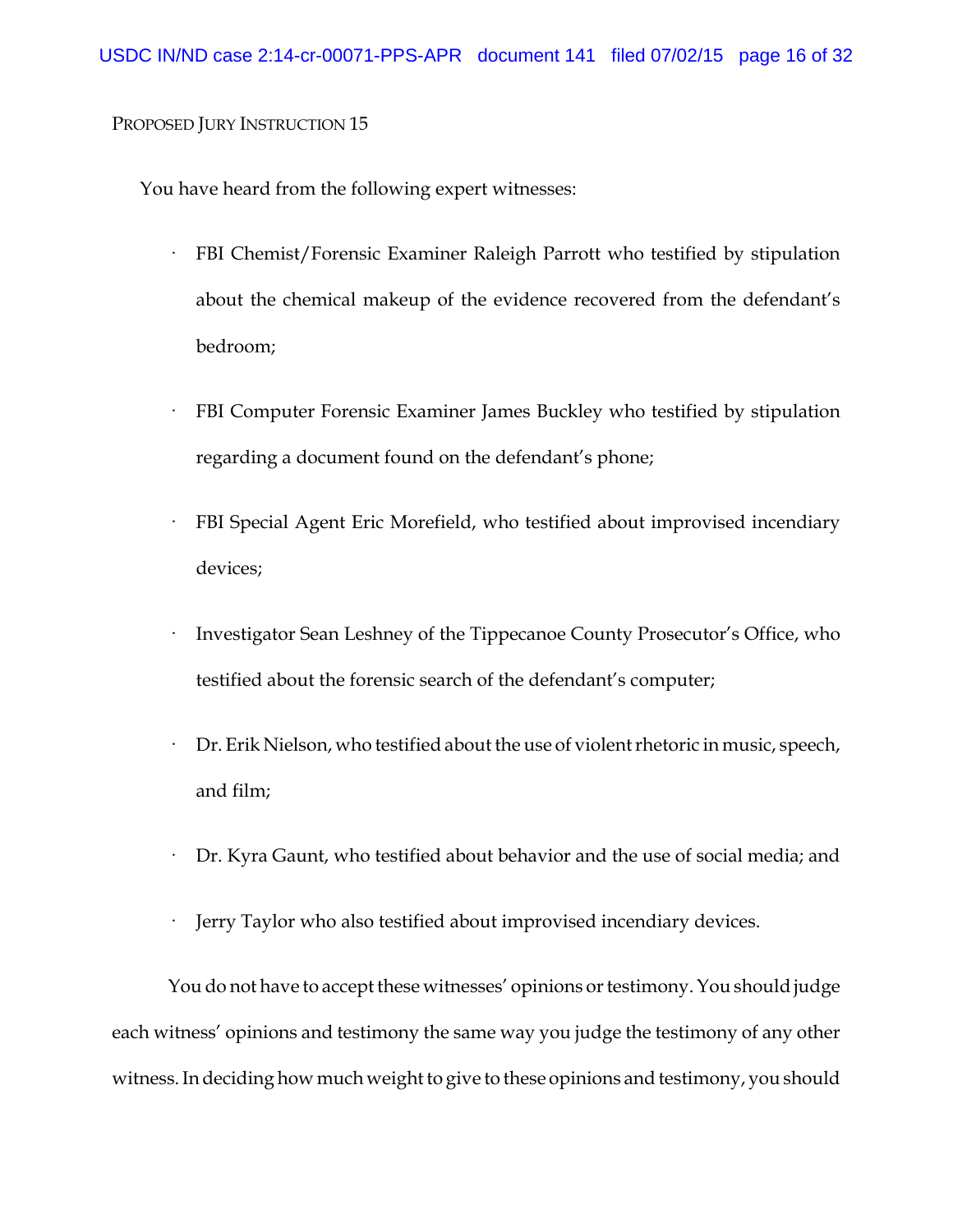PROPOSED JURY INSTRUCTION 15

You have heard from the following expert witnesses:

- FBI Chemist/Forensic Examiner Raleigh Parrott who testified by stipulation about the chemical makeup of the evidence recovered from the defendant's bedroom;
- FBI Computer Forensic Examiner James Buckley who testified by stipulation regarding a document found on the defendant's phone;
- FBI Special Agent Eric Morefield, who testified about improvised incendiary devices;
- Investigator Sean Leshney of the Tippecanoe County Prosecutor's Office, who testified about the forensic search of the defendant's computer;
- Dr. Erik Nielson, who testified about the use of violent rhetoric in music, speech, and film;
- Dr. Kyra Gaunt, who testified about behavior and the use of social media; and
- Jerry Taylor who also testified about improvised incendiary devices.

You do not have to accept these witnesses' opinions or testimony. You should judge each witness' opinions and testimony the same way you judge the testimony of any other witness. In deciding how much weight to give to these opinions and testimony, you should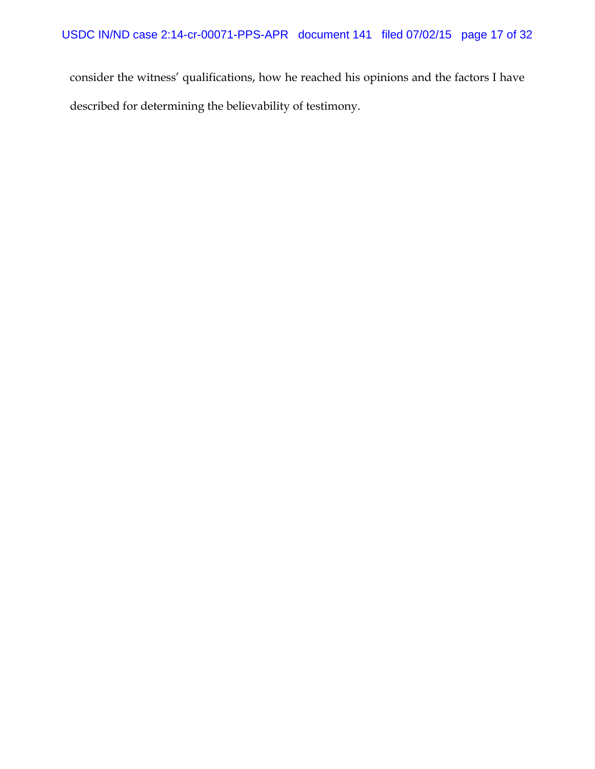consider the witness' qualifications, how he reached his opinions and the factors I have described for determining the believability of testimony.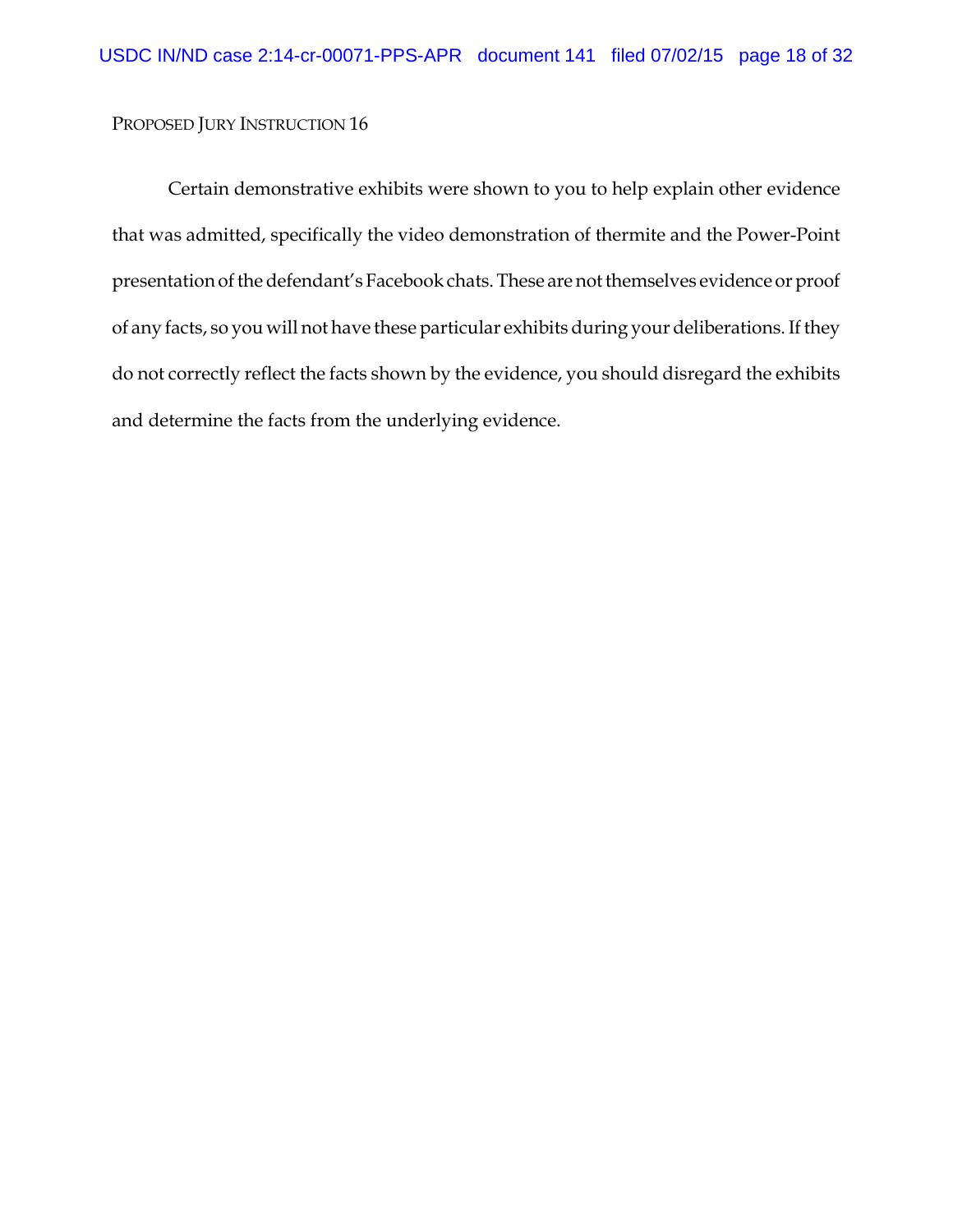PROPOSED JURY INSTRUCTION 16

Certain demonstrative exhibits were shown to you to help explain other evidence that was admitted, specifically the video demonstration of thermite and the Power-Point presentation of the defendant's Facebook chats. These are not themselves evidence or proof of any facts, so you will not have these particular exhibits during your deliberations. If they do not correctly reflect the facts shown by the evidence, you should disregard the exhibits and determine the facts from the underlying evidence.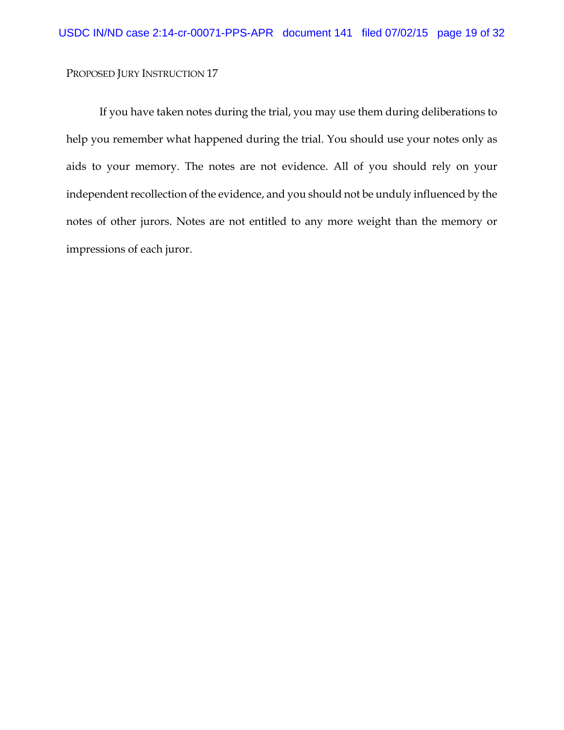PROPOSED JURY INSTRUCTION 17

If you have taken notes during the trial, you may use them during deliberations to help you remember what happened during the trial. You should use your notes only as aids to your memory. The notes are not evidence. All of you should rely on your independent recollection of the evidence, and you should not be unduly influenced by the notes of other jurors. Notes are not entitled to any more weight than the memory or impressions of each juror.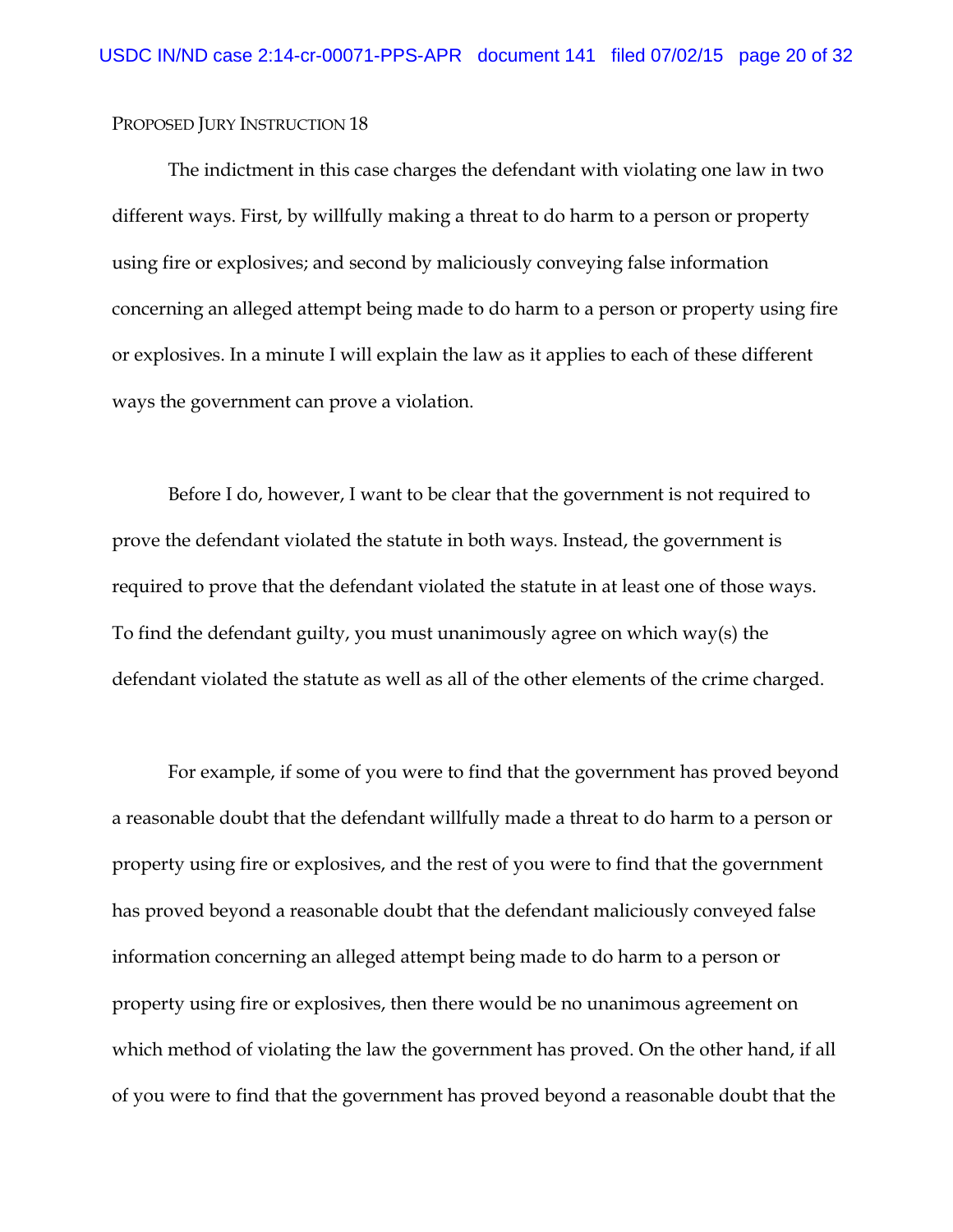PROPOSED JURY INSTRUCTION 18

The indictment in this case charges the defendant with violating one law in two different ways. First, by willfully making a threat to do harm to a person or property using fire or explosives; and second by maliciously conveying false information concerning an alleged attempt being made to do harm to a person or property using fire or explosives. In a minute I will explain the law as it applies to each of these different ways the government can prove a violation.

Before I do, however, I want to be clear that the government is not required to prove the defendant violated the statute in both ways. Instead, the government is required to prove that the defendant violated the statute in at least one of those ways. To find the defendant guilty, you must unanimously agree on which way(s) the defendant violated the statute as well as all of the other elements of the crime charged.

For example, if some of you were to find that the government has proved beyond a reasonable doubt that the defendant willfully made a threat to do harm to a person or property using fire or explosives, and the rest of you were to find that the government has proved beyond a reasonable doubt that the defendant maliciously conveyed false information concerning an alleged attempt being made to do harm to a person or property using fire or explosives, then there would be no unanimous agreement on which method of violating the law the government has proved. On the other hand, if all of you were to find that the government has proved beyond a reasonable doubt that the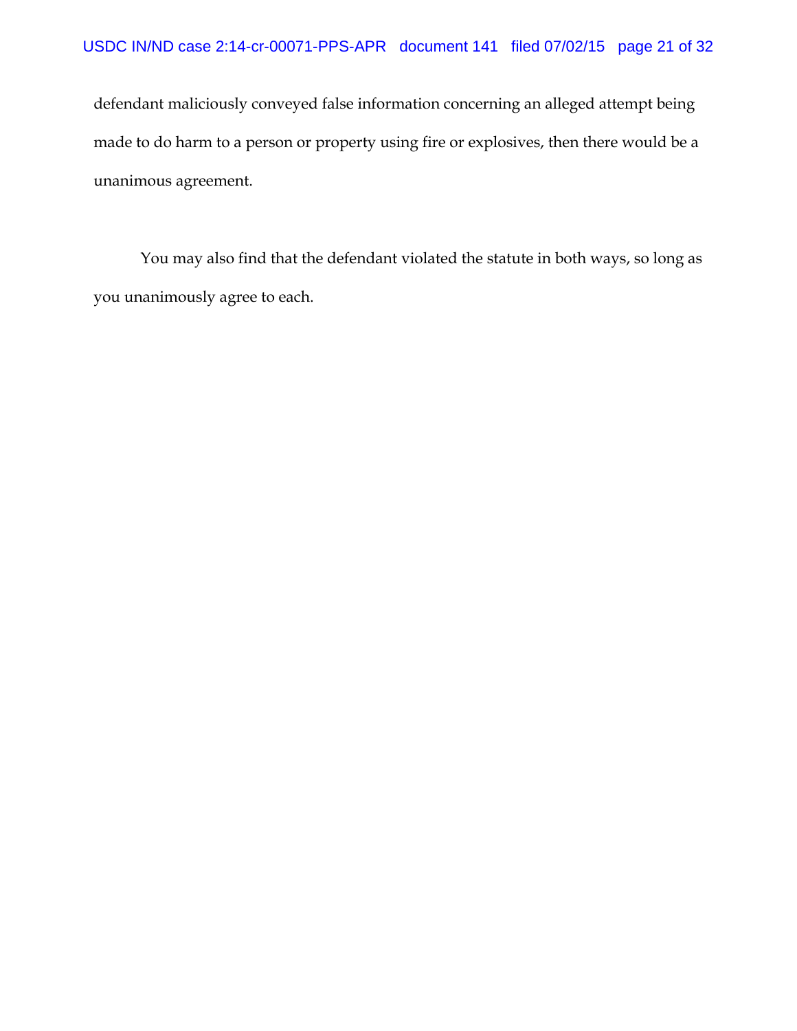defendant maliciously conveyed false information concerning an alleged attempt being made to do harm to a person or property using fire or explosives, then there would be a unanimous agreement.

You may also find that the defendant violated the statute in both ways, so long as you unanimously agree to each.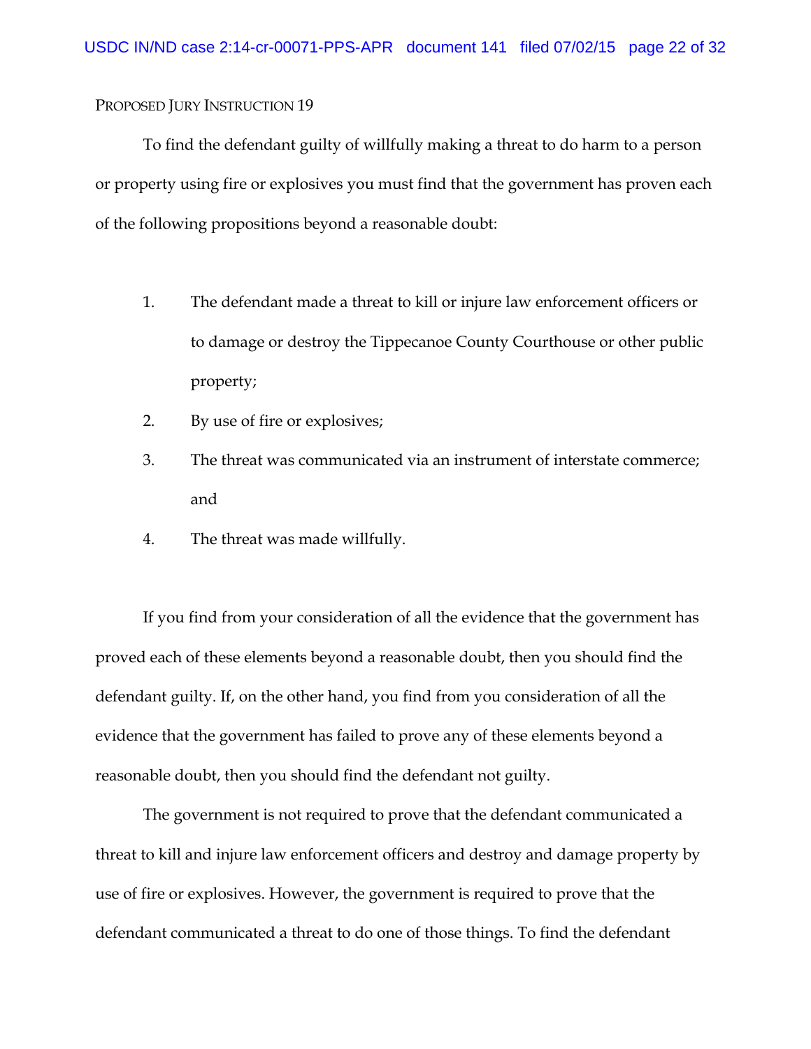PROPOSED JURY INSTRUCTION 19

To find the defendant guilty of willfully making a threat to do harm to a person or property using fire or explosives you must find that the government has proven each of the following propositions beyond a reasonable doubt:

1. The defendant made a threat to kill or injure law enforcement officers or to damage or destroy the Tippecanoe County Courthouse or other public property;
2. By use of fire or explosives;
3. The threat was communicated via an instrument of interstate commerce; and
4. The threat was made willfully.

If you find from your consideration of all the evidence that the government has proved each of these elements beyond a reasonable doubt, then you should find the defendant guilty. If, on the other hand, you find from you consideration of all the evidence that the government has failed to prove any of these elements beyond a reasonable doubt, then you should find the defendant not guilty.

The government is not required to prove that the defendant communicated a threat to kill and injure law enforcement officers and destroy and damage property by use of fire or explosives. However, the government is required to prove that the defendant communicated a threat to do one of those things. To find the defendant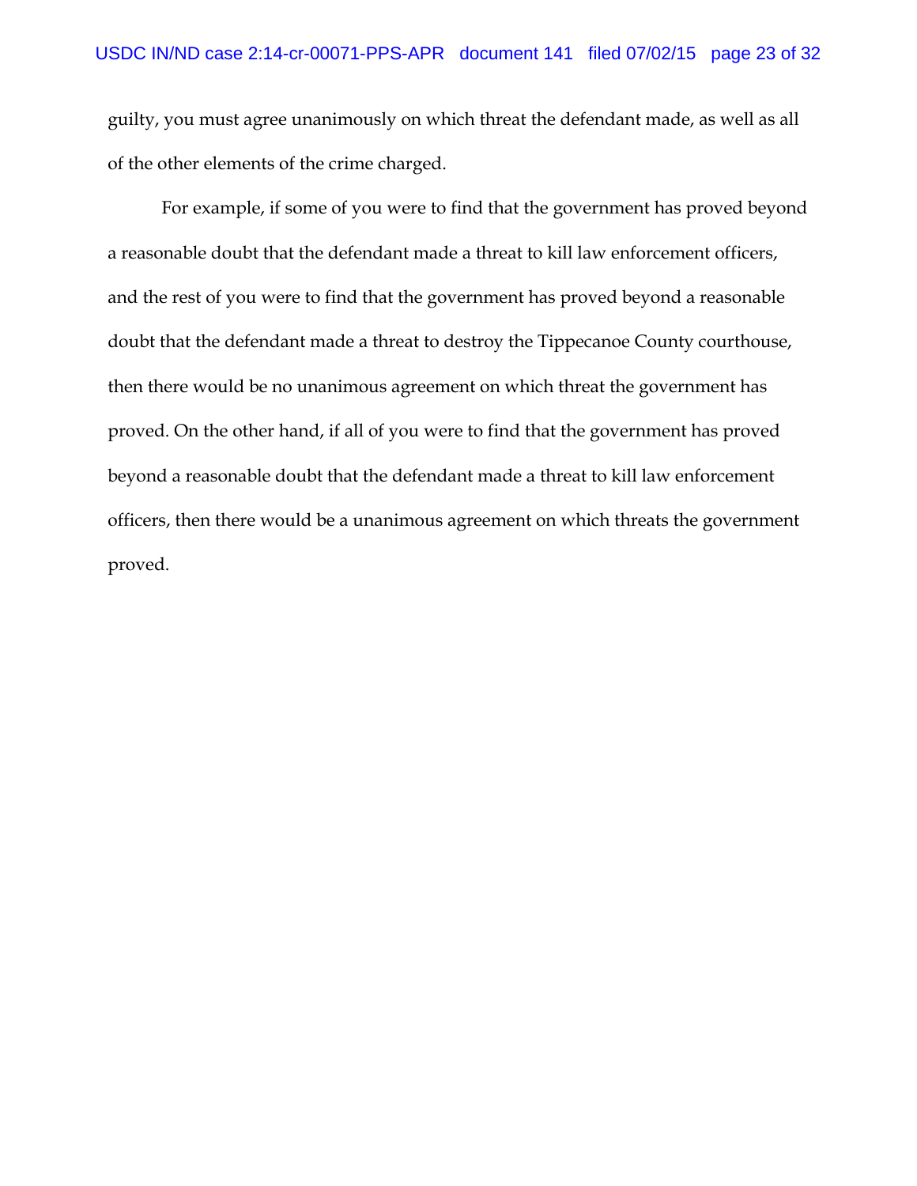guilty, you must agree unanimously on which threat the defendant made, as well as all of the other elements of the crime charged.

For example, if some of you were to find that the government has proved beyond a reasonable doubt that the defendant made a threat to kill law enforcement officers, and the rest of you were to find that the government has proved beyond a reasonable doubt that the defendant made a threat to destroy the Tippecanoe County courthouse, then there would be no unanimous agreement on which threat the government has proved. On the other hand, if all of you were to find that the government has proved beyond a reasonable doubt that the defendant made a threat to kill law enforcement officers, then there would be a unanimous agreement on which threats the government proved.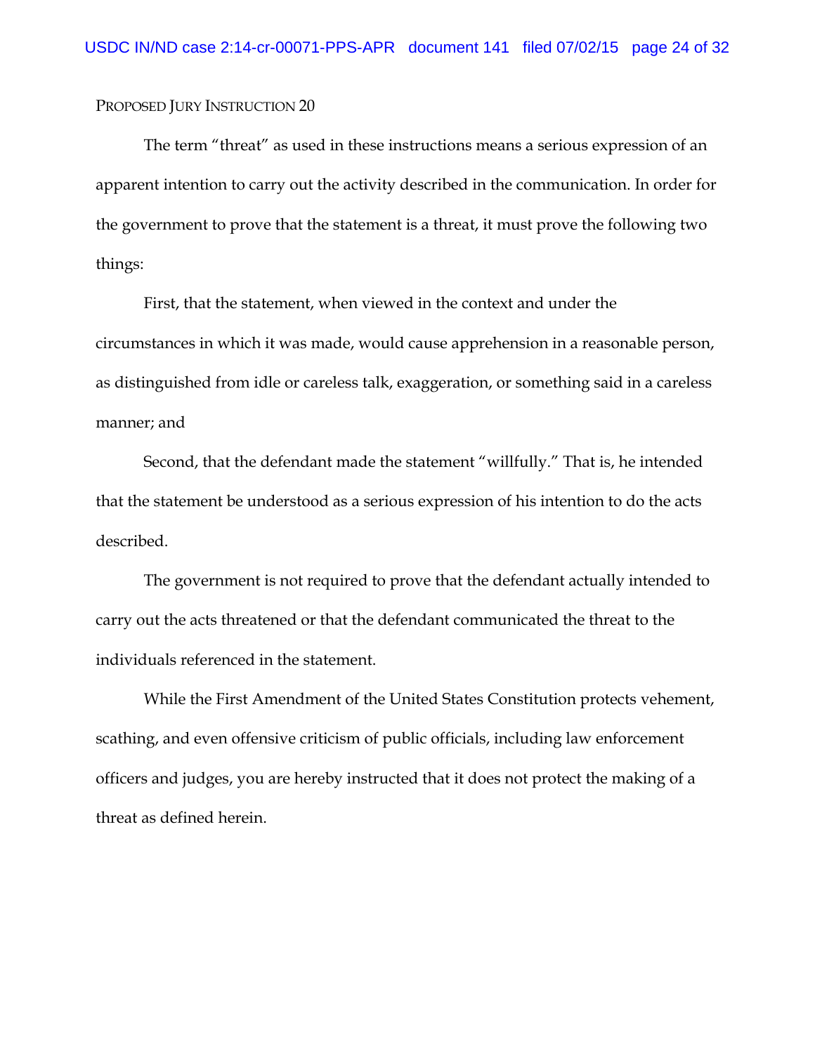PROPOSED JURY INSTRUCTION 20

The term "threat" as used in these instructions means a serious expression of an apparent intention to carry out the activity described in the communication. In order for the government to prove that the statement is a threat, it must prove the following two things:

First, that the statement, when viewed in the context and under the circumstances in which it was made, would cause apprehension in a reasonable person, as distinguished from idle or careless talk, exaggeration, or something said in a careless manner; and

Second, that the defendant made the statement "willfully." That is, he intended that the statement be understood as a serious expression of his intention to do the acts described.

The government is not required to prove that the defendant actually intended to carry out the acts threatened or that the defendant communicated the threat to the individuals referenced in the statement.

While the First Amendment of the United States Constitution protects vehement, scathing, and even offensive criticism of public officials, including law enforcement officers and judges, you are hereby instructed that it does not protect the making of a threat as defined herein.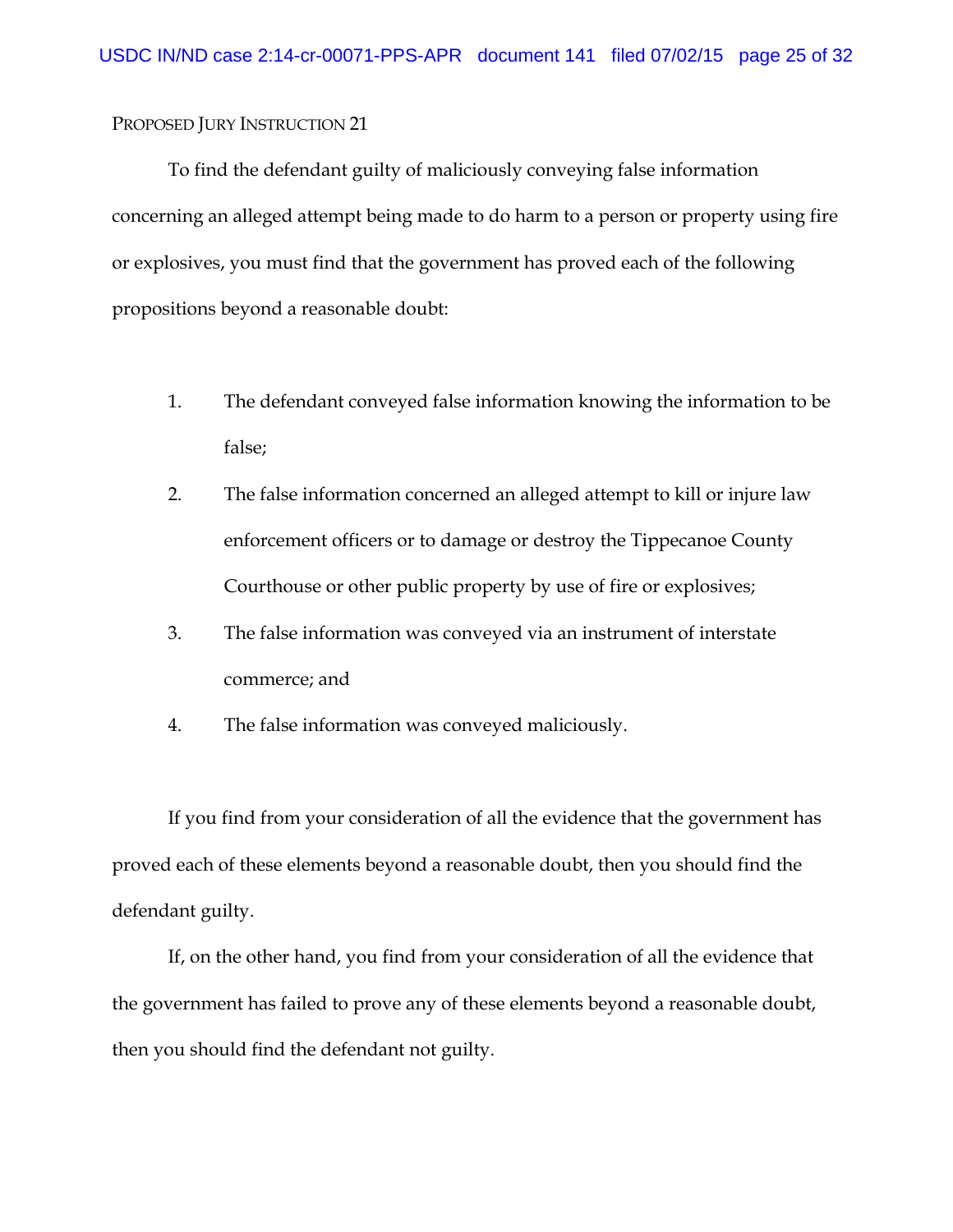PROPOSED JURY INSTRUCTION 21

To find the defendant guilty of maliciously conveying false information concerning an alleged attempt being made to do harm to a person or property using fire or explosives, you must find that the government has proved each of the following propositions beyond a reasonable doubt:

1. The defendant conveyed false information knowing the information to be false;
2. The false information concerned an alleged attempt to kill or injure law enforcement officers or to damage or destroy the Tippecanoe County Courthouse or other public property by use of fire or explosives;
3. The false information was conveyed via an instrument of interstate commerce; and
4. The false information was conveyed maliciously.

If you find from your consideration of all the evidence that the government has proved each of these elements beyond a reasonable doubt, then you should find the defendant guilty.

If, on the other hand, you find from your consideration of all the evidence that the government has failed to prove any of these elements beyond a reasonable doubt, then you should find the defendant not guilty.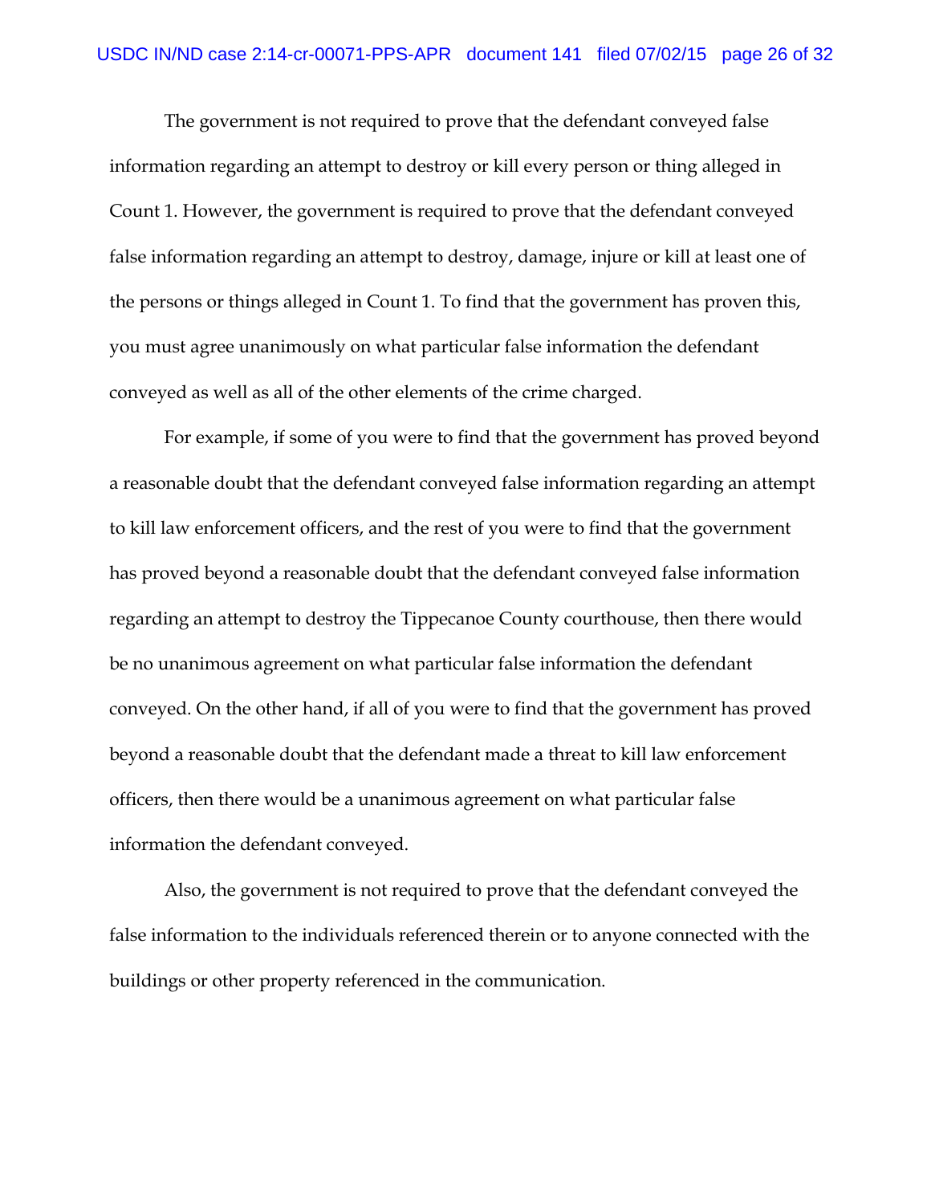The government is not required to prove that the defendant conveyed false information regarding an attempt to destroy or kill every person or thing alleged in Count 1. However, the government is required to prove that the defendant conveyed false information regarding an attempt to destroy, damage, injure or kill at least one of the persons or things alleged in Count 1. To find that the government has proven this, you must agree unanimously on what particular false information the defendant conveyed as well as all of the other elements of the crime charged.

For example, if some of you were to find that the government has proved beyond a reasonable doubt that the defendant conveyed false information regarding an attempt to kill law enforcement officers, and the rest of you were to find that the government has proved beyond a reasonable doubt that the defendant conveyed false information regarding an attempt to destroy the Tippecanoe County courthouse, then there would be no unanimous agreement on what particular false information the defendant conveyed. On the other hand, if all of you were to find that the government has proved beyond a reasonable doubt that the defendant made a threat to kill law enforcement officers, then there would be a unanimous agreement on what particular false information the defendant conveyed.

Also, the government is not required to prove that the defendant conveyed the false information to the individuals referenced therein or to anyone connected with the buildings or other property referenced in the communication.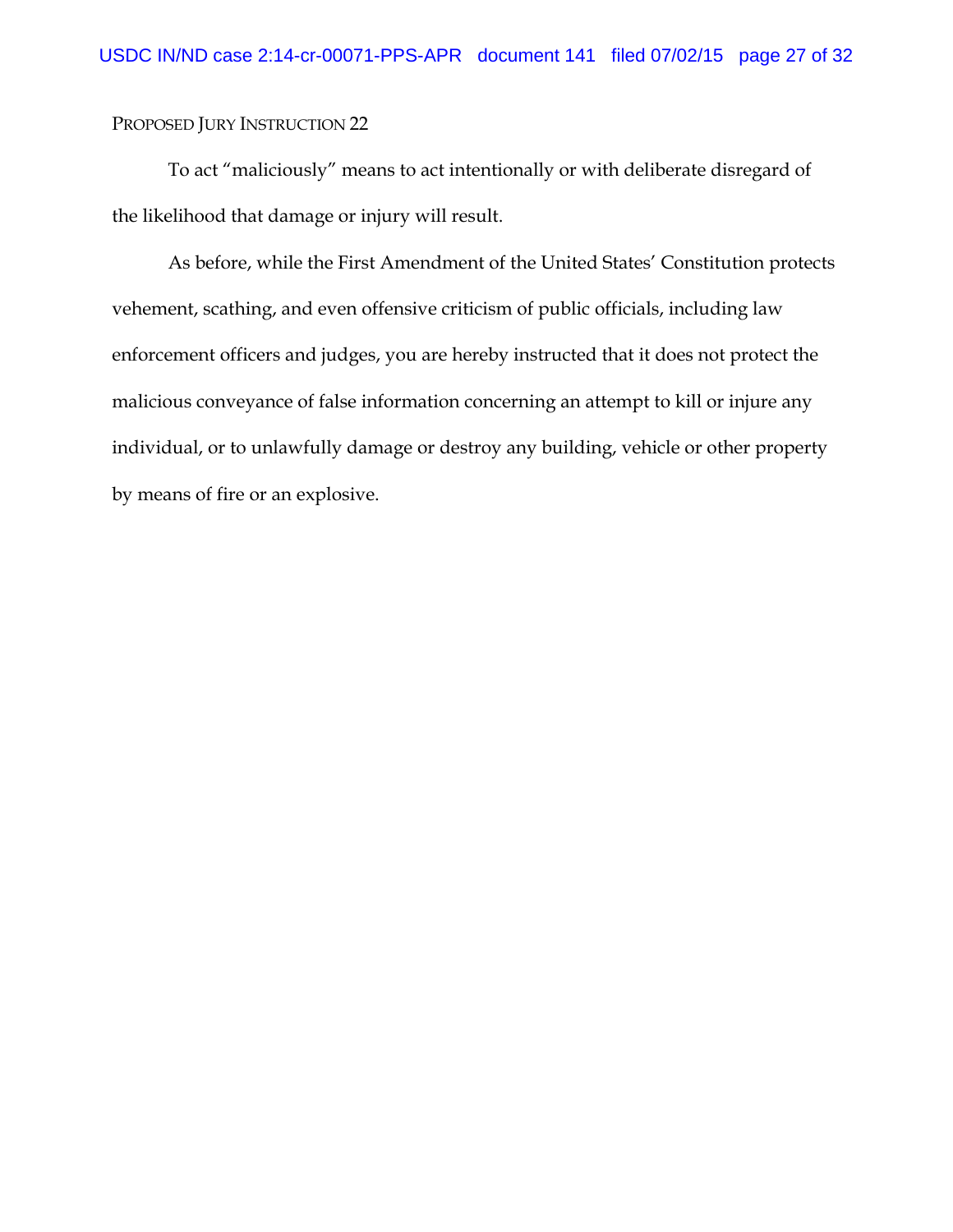PROPOSED JURY INSTRUCTION 22

To act "maliciously" means to act intentionally or with deliberate disregard of the likelihood that damage or injury will result.

As before, while the First Amendment of the United States' Constitution protects vehement, scathing, and even offensive criticism of public officials, including law enforcement officers and judges, you are hereby instructed that it does not protect the malicious conveyance of false information concerning an attempt to kill or injure any individual, or to unlawfully damage or destroy any building, vehicle or other property by means of fire or an explosive.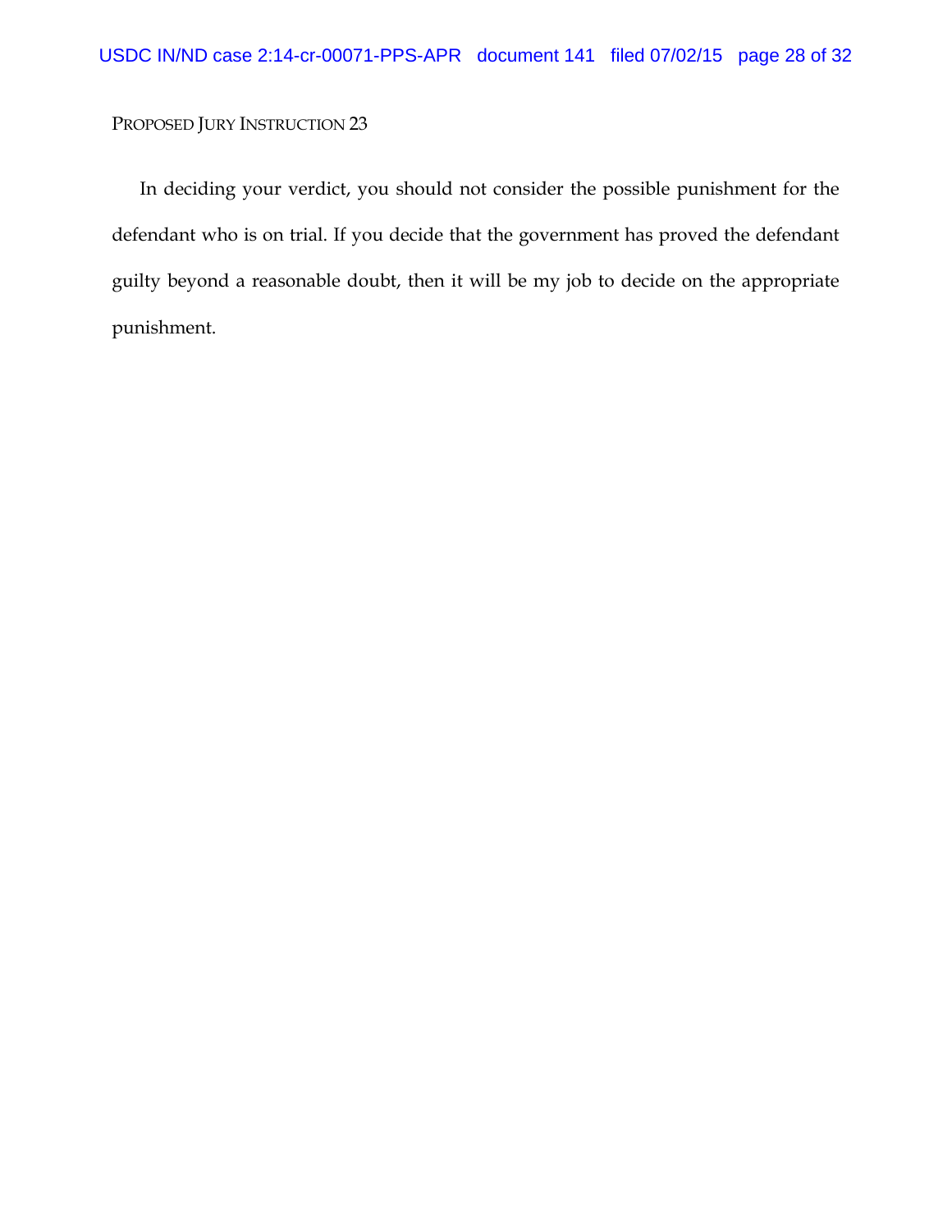PROPOSED JURY INSTRUCTION 23

In deciding your verdict, you should not consider the possible punishment for the defendant who is on trial. If you decide that the government has proved the defendant guilty beyond a reasonable doubt, then it will be my job to decide on the appropriate punishment.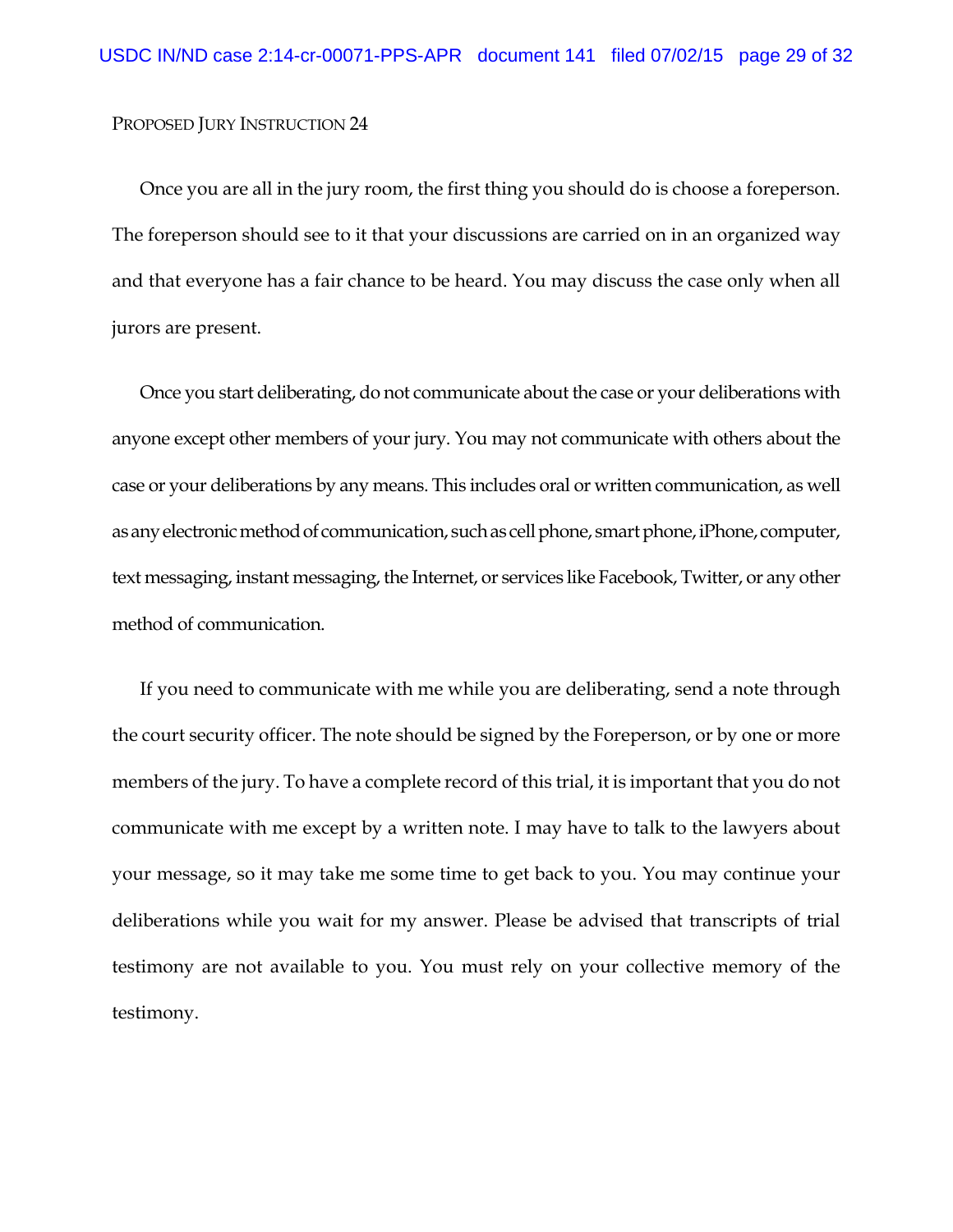PROPOSED JURY INSTRUCTION 24

Once you are all in the jury room, the first thing you should do is choose a foreperson. The foreperson should see to it that your discussions are carried on in an organized way and that everyone has a fair chance to be heard. You may discuss the case only when all jurors are present.

Once you start deliberating, do not communicate about the case or your deliberations with anyone except other members of your jury. You may not communicate with others about the case or your deliberations by any means. This includes oral or written communication, as well as any electronic method of communication, such as cell phone, smart phone, iPhone, computer, text messaging, instant messaging, the Internet, or services like Facebook, Twitter, or any other method of communication.

If you need to communicate with me while you are deliberating, send a note through the court security officer. The note should be signed by the Foreperson, or by one or more members of the jury. To have a complete record of this trial, it is important that you do not communicate with me except by a written note. I may have to talk to the lawyers about your message, so it may take me some time to get back to you. You may continue your deliberations while you wait for my answer. Please be advised that transcripts of trial testimony are not available to you. You must rely on your collective memory of the testimony.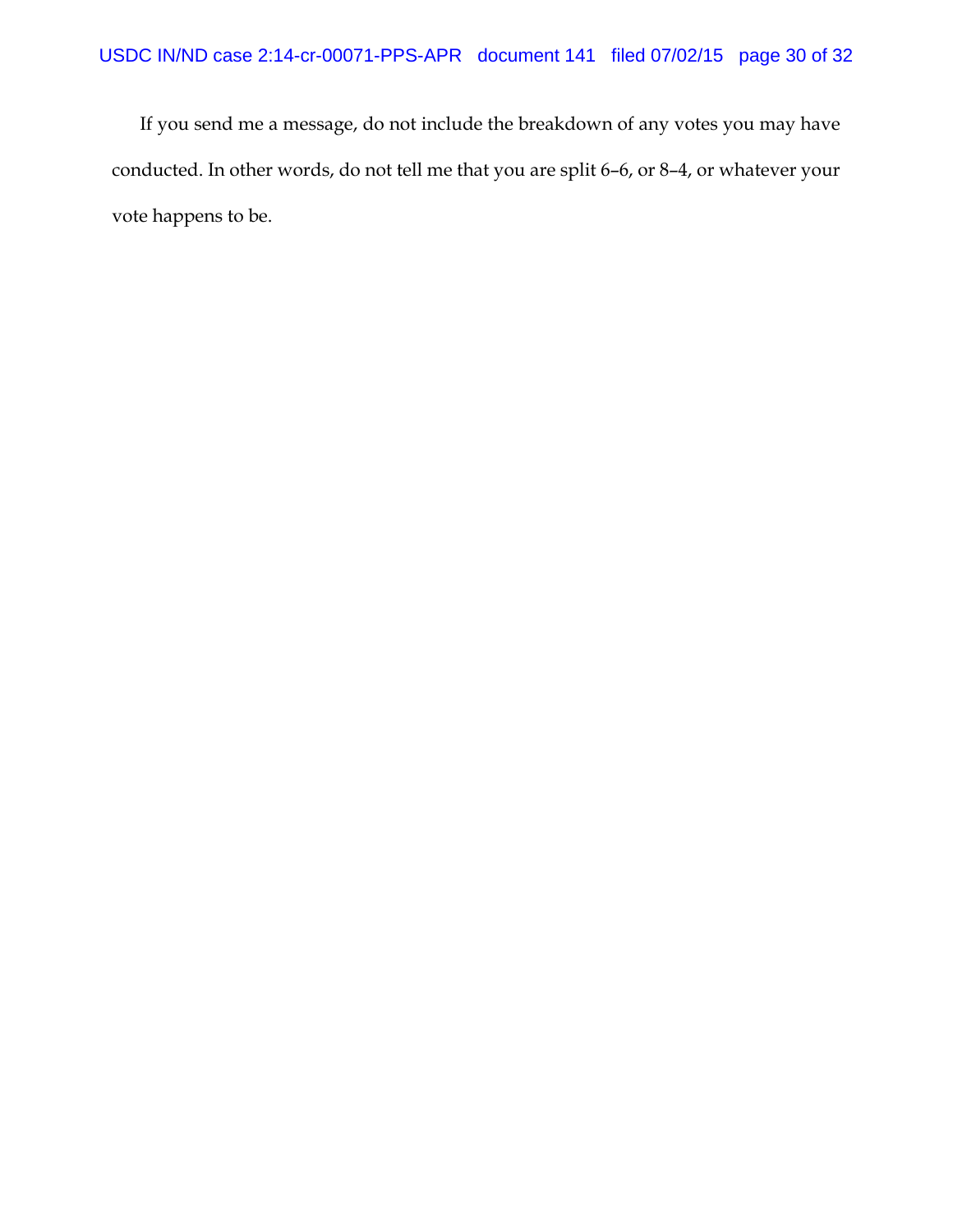If you send me a message, do not include the breakdown of any votes you may have conducted. In other words, do not tell me that you are split 6–6, or 8–4, or whatever your vote happens to be.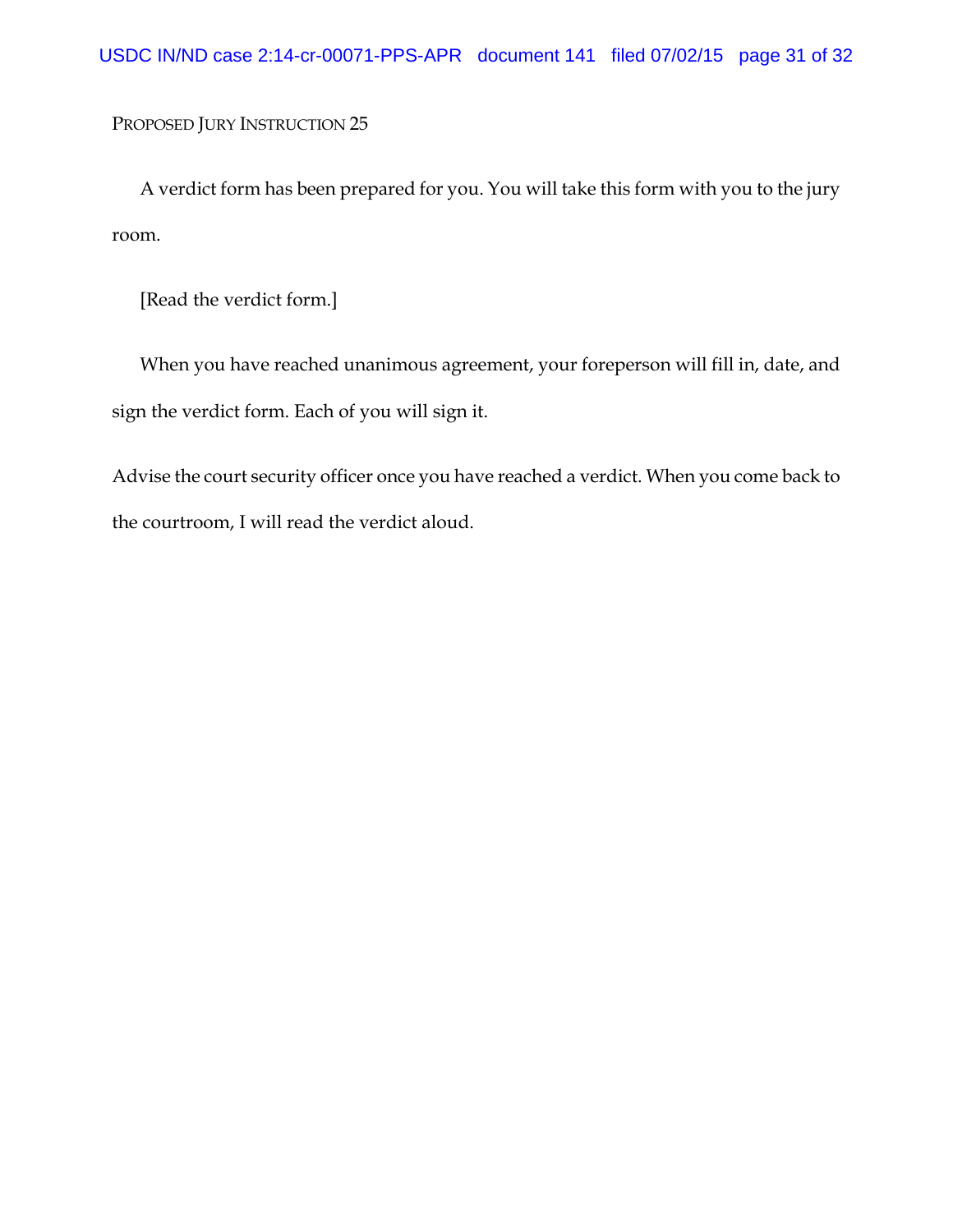PROPOSED JURY INSTRUCTION 25

A verdict form has been prepared for you. You will take this form with you to the jury room.

[Read the verdict form.]

When you have reached unanimous agreement, your foreperson will fill in, date, and sign the verdict form. Each of you will sign it.

Advise the court security officer once you have reached a verdict. When you come back to the courtroom, I will read the verdict aloud.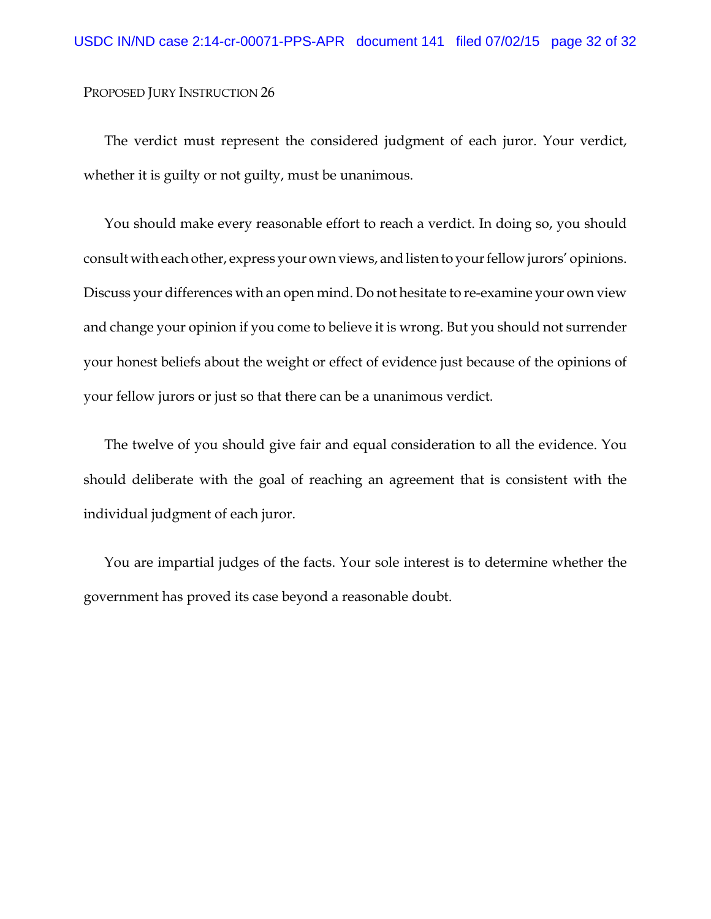PROPOSED JURY INSTRUCTION 26

The verdict must represent the considered judgment of each juror. Your verdict, whether it is guilty or not guilty, must be unanimous.

You should make every reasonable effort to reach a verdict. In doing so, you should consult with each other, express your own views, and listen to your fellow jurors' opinions. Discuss your differences with an open mind. Do not hesitate to re-examine your own view and change your opinion if you come to believe it is wrong. But you should not surrender your honest beliefs about the weight or effect of evidence just because of the opinions of your fellow jurors or just so that there can be a unanimous verdict.

The twelve of you should give fair and equal consideration to all the evidence. You should deliberate with the goal of reaching an agreement that is consistent with the individual judgment of each juror.

You are impartial judges of the facts. Your sole interest is to determine whether the government has proved its case beyond a reasonable doubt.